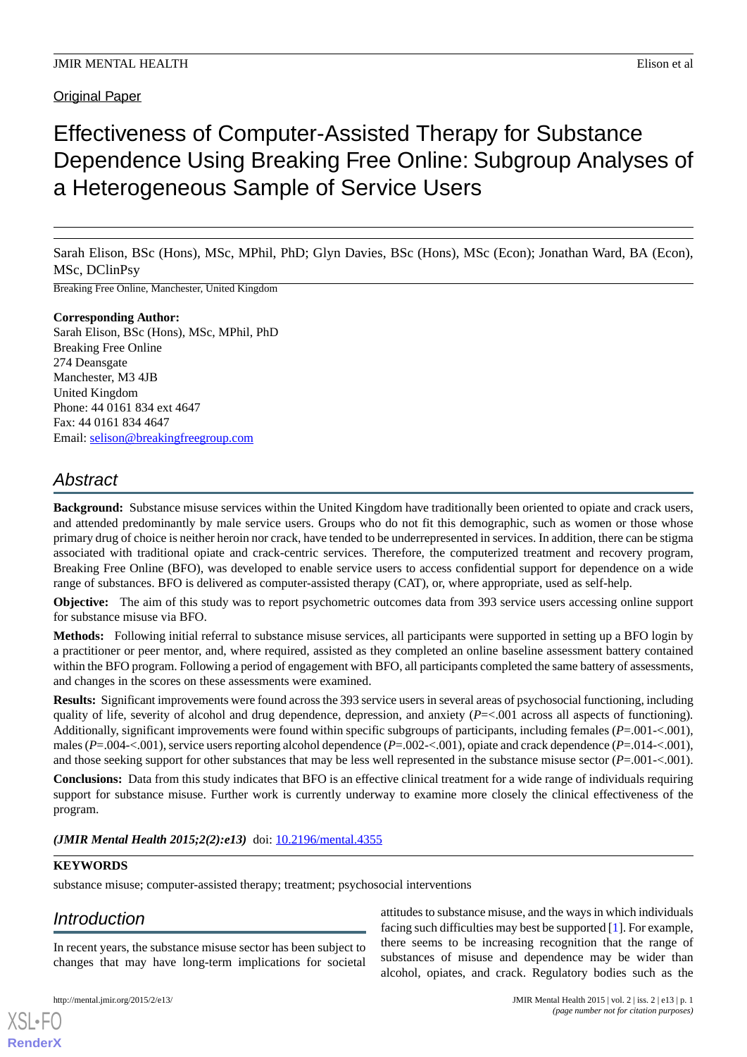Original Paper

# Effectiveness of Computer-Assisted Therapy for Substance Dependence Using Breaking Free Online: Subgroup Analyses of a Heterogeneous Sample of Service Users

Sarah Elison, BSc (Hons), MSc, MPhil, PhD; Glyn Davies, BSc (Hons), MSc (Econ); Jonathan Ward, BA (Econ), MSc, DClinPsy

Breaking Free Online, Manchester, United Kingdom

**Corresponding Author:**
Sarah Elison, BSc (Hons), MSc, MPhil, PhD
Breaking Free Online
274 Deansgate
Manchester, M3 4JB
United Kingdom
Phone: 44 0161 834 ext 4647
Fax: 44 0161 834 4647
Email: selison@breakingfreegroup.com

## Abstract

**Background:** Substance misuse services within the United Kingdom have traditionally been oriented to opiate and crack users, and attended predominantly by male service users. Groups who do not fit this demographic, such as women or those whose primary drug of choice is neither heroin nor crack, have tended to be underrepresented in services. In addition, there can be stigma associated with traditional opiate and crack-centric services. Therefore, the computerized treatment and recovery program, Breaking Free Online (BFO), was developed to enable service users to access confidential support for dependence on a wide range of substances. BFO is delivered as computer-assisted therapy (CAT), or, where appropriate, used as self-help.

**Objective:** The aim of this study was to report psychometric outcomes data from 393 service users accessing online support for substance misuse via BFO.

**Methods:** Following initial referral to substance misuse services, all participants were supported in setting up a BFO login by a practitioner or peer mentor, and, where required, assisted as they completed an online baseline assessment battery contained within the BFO program. Following a period of engagement with BFO, all participants completed the same battery of assessments, and changes in the scores on these assessments were examined.

**Results:** Significant improvements were found across the 393 service users in several areas of psychosocial functioning, including quality of life, severity of alcohol and drug dependence, depression, and anxiety (*P*=<.001 across all aspects of functioning). Additionally, significant improvements were found within specific subgroups of participants, including females (*P*=.001-<.001), males (*P*=.004-<.001), service users reporting alcohol dependence (*P*=.002-<.001), opiate and crack dependence (*P*=.014-<.001), and those seeking support for other substances that may be less well represented in the substance misuse sector (*P*=.001-<.001).

**Conclusions:** Data from this study indicates that BFO is an effective clinical treatment for a wide range of individuals requiring support for substance misuse. Further work is currently underway to examine more closely the clinical effectiveness of the program.

***(JMIR Mental Health 2015;2(2):e13)*** doi: 10.2196/mental.4355

**KEYWORDS**

substance misuse; computer-assisted therapy; treatment; psychosocial interventions

## Introduction

In recent years, the substance misuse sector has been subject to changes that may have long-term implications for societal attitudes to substance misuse, and the ways in which individuals facing such difficulties may best be supported [1]. For example, there seems to be increasing recognition that the range of substances of misuse and dependence may be wider than alcohol, opiates, and crack. Regulatory bodies such as the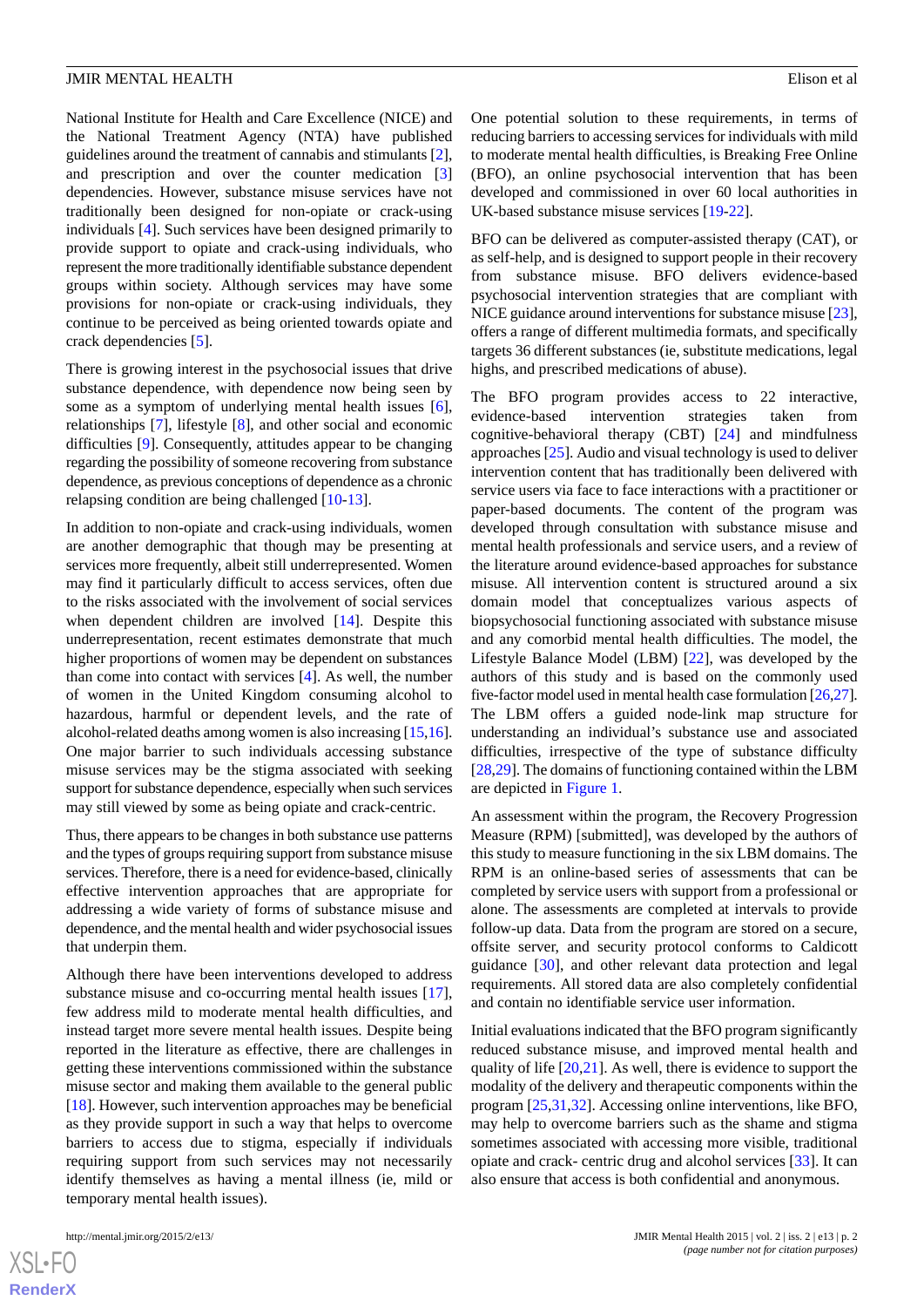National Institute for Health and Care Excellence (NICE) and the National Treatment Agency (NTA) have published guidelines around the treatment of cannabis and stimulants [2], and prescription and over the counter medication [3] dependencies. However, substance misuse services have not traditionally been designed for non-opiate or crack-using individuals [4]. Such services have been designed primarily to provide support to opiate and crack-using individuals, who represent the more traditionally identifiable substance dependent groups within society. Although services may have some provisions for non-opiate or crack-using individuals, they continue to be perceived as being oriented towards opiate and crack dependencies [5].

There is growing interest in the psychosocial issues that drive substance dependence, with dependence now being seen by some as a symptom of underlying mental health issues [6], relationships [7], lifestyle [8], and other social and economic difficulties [9]. Consequently, attitudes appear to be changing regarding the possibility of someone recovering from substance dependence, as previous conceptions of dependence as a chronic relapsing condition are being challenged [10-13].

In addition to non-opiate and crack-using individuals, women are another demographic that though may be presenting at services more frequently, albeit still underrepresented. Women may find it particularly difficult to access services, often due to the risks associated with the involvement of social services when dependent children are involved [14]. Despite this underrepresentation, recent estimates demonstrate that much higher proportions of women may be dependent on substances than come into contact with services [4]. As well, the number of women in the United Kingdom consuming alcohol to hazardous, harmful or dependent levels, and the rate of alcohol-related deaths among women is also increasing [15,16]. One major barrier to such individuals accessing substance misuse services may be the stigma associated with seeking support for substance dependence, especially when such services may still viewed by some as being opiate and crack-centric.

Thus, there appears to be changes in both substance use patterns and the types of groups requiring support from substance misuse services. Therefore, there is a need for evidence-based, clinically effective intervention approaches that are appropriate for addressing a wide variety of forms of substance misuse and dependence, and the mental health and wider psychosocial issues that underpin them.

Although there have been interventions developed to address substance misuse and co-occurring mental health issues [17], few address mild to moderate mental health difficulties, and instead target more severe mental health issues. Despite being reported in the literature as effective, there are challenges in getting these interventions commissioned within the substance misuse sector and making them available to the general public [18]. However, such intervention approaches may be beneficial as they provide support in such a way that helps to overcome barriers to access due to stigma, especially if individuals requiring support from such services may not necessarily identify themselves as having a mental illness (ie, mild or temporary mental health issues).

One potential solution to these requirements, in terms of reducing barriers to accessing services for individuals with mild to moderate mental health difficulties, is Breaking Free Online (BFO), an online psychosocial intervention that has been developed and commissioned in over 60 local authorities in UK-based substance misuse services [19-22].

BFO can be delivered as computer-assisted therapy (CAT), or as self-help, and is designed to support people in their recovery from substance misuse. BFO delivers evidence-based psychosocial intervention strategies that are compliant with NICE guidance around interventions for substance misuse [23], offers a range of different multimedia formats, and specifically targets 36 different substances (ie, substitute medications, legal highs, and prescribed medications of abuse).

The BFO program provides access to 22 interactive, evidence-based intervention strategies taken from cognitive-behavioral therapy (CBT) [24] and mindfulness approaches [25]. Audio and visual technology is used to deliver intervention content that has traditionally been delivered with service users via face to face interactions with a practitioner or paper-based documents. The content of the program was developed through consultation with substance misuse and mental health professionals and service users, and a review of the literature around evidence-based approaches for substance misuse. All intervention content is structured around a six domain model that conceptualizes various aspects of biopsychosocial functioning associated with substance misuse and any comorbid mental health difficulties. The model, the Lifestyle Balance Model (LBM) [22], was developed by the authors of this study and is based on the commonly used five-factor model used in mental health case formulation [26,27]. The LBM offers a guided node-link map structure for understanding an individual's substance use and associated difficulties, irrespective of the type of substance difficulty [28,29]. The domains of functioning contained within the LBM are depicted in Figure 1.

An assessment within the program, the Recovery Progression Measure (RPM) [submitted], was developed by the authors of this study to measure functioning in the six LBM domains. The RPM is an online-based series of assessments that can be completed by service users with support from a professional or alone. The assessments are completed at intervals to provide follow-up data. Data from the program are stored on a secure, offsite server, and security protocol conforms to Caldicott guidance [30], and other relevant data protection and legal requirements. All stored data are also completely confidential and contain no identifiable service user information.

Initial evaluations indicated that the BFO program significantly reduced substance misuse, and improved mental health and quality of life [20,21]. As well, there is evidence to support the modality of the delivery and therapeutic components within the program [25,31,32]. Accessing online interventions, like BFO, may help to overcome barriers such as the shame and stigma sometimes associated with accessing more visible, traditional opiate and crack- centric drug and alcohol services [33]. It can also ensure that access is both confidential and anonymous.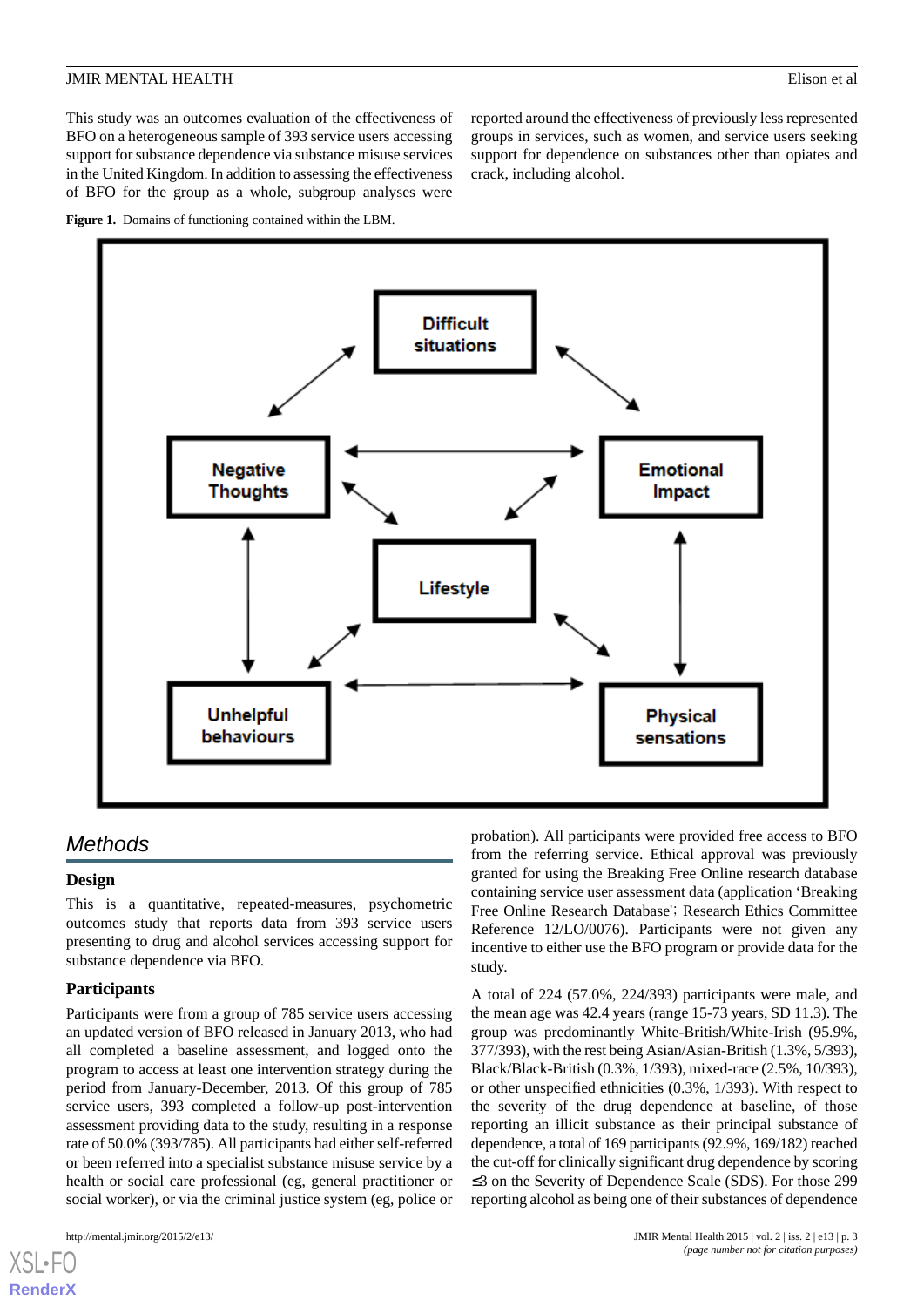This study was an outcomes evaluation of the effectiveness of BFO on a heterogeneous sample of 393 service users accessing support for substance dependence via substance misuse services in the United Kingdom. In addition to assessing the effectiveness of BFO for the group as a whole, subgroup analyses were reported around the effectiveness of previously less represented groups in services, such as women, and service users seeking support for dependence on substances other than opiates and crack, including alcohol.

**Figure 1.** Domains of functioning contained within the LBM.

## Methods

### Design

This is a quantitative, repeated-measures, psychometric outcomes study that reports data from 393 service users presenting to drug and alcohol services accessing support for substance dependence via BFO.

### Participants

Participants were from a group of 785 service users accessing an updated version of BFO released in January 2013, who had all completed a baseline assessment, and logged onto the program to access at least one intervention strategy during the period from January-December, 2013. Of this group of 785 service users, 393 completed a follow-up post-intervention assessment providing data to the study, resulting in a response rate of 50.0% (393/785). All participants had either self-referred or been referred into a specialist substance misuse service by a health or social care professional (eg, general practitioner or social worker), or via the criminal justice system (eg, police or probation). All participants were provided free access to BFO from the referring service. Ethical approval was previously granted for using the Breaking Free Online research database containing service user assessment data (application 'Breaking Free Online Research Database'; Research Ethics Committee Reference 12/LO/0076). Participants were not given any incentive to either use the BFO program or provide data for the study.

A total of 224 (57.0%, 224/393) participants were male, and the mean age was 42.4 years (range 15-73 years, SD 11.3). The group was predominantly White-British/White-Irish (95.9%, 377/393), with the rest being Asian/Asian-British (1.3%, 5/393), Black/Black-British (0.3%, 1/393), mixed-race (2.5%, 10/393), or other unspecified ethnicities (0.3%, 1/393). With respect to the severity of the drug dependence at baseline, of those reporting an illicit substance as their principal substance of dependence, a total of 169 participants (92.9%, 169/182) reached the cut-off for clinically significant drug dependence by scoring ≤3 on the Severity of Dependence Scale (SDS). For those 299 reporting alcohol as being one of their substances of dependence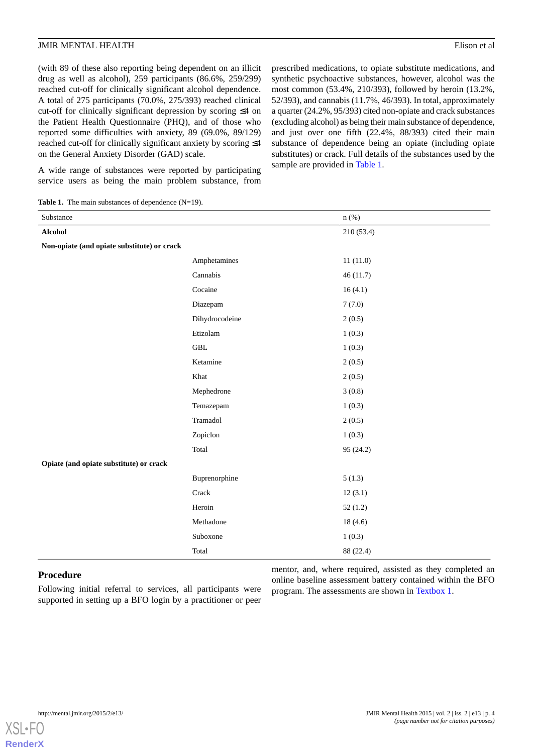(with 89 of these also reporting being dependent on an illicit drug as well as alcohol), 259 participants (86.6%, 259/299) reached cut-off for clinically significant alcohol dependence. A total of 275 participants (70.0%, 275/393) reached clinical cut-off for clinically significant depression by scoring ≤4 on the Patient Health Questionnaire (PHQ), and of those who reported some difficulties with anxiety, 89 (69.0%, 89/129) reached cut-off for clinically significant anxiety by scoring ≤4 on the General Anxiety Disorder (GAD) scale.

A wide range of substances were reported by participating service users as being the main problem substance, from prescribed medications, to opiate substitute medications, and synthetic psychoactive substances, however, alcohol was the most common (53.4%, 210/393), followed by heroin (13.2%, 52/393), and cannabis (11.7%, 46/393). In total, approximately a quarter (24.2%, 95/393) cited non-opiate and crack substances (excluding alcohol) as being their main substance of dependence, and just over one fifth (22.4%, 88/393) cited their main substance of dependence being an opiate (including opiate substitutes) or crack. Full details of the substances used by the sample are provided in Table 1.

**Table 1.** The main substances of dependence (N=19).

| Substance | | n (%) |
|---|---|---|
| **Alcohol** | | 210 (53.4) |
| **Non-opiate (and opiate substitute) or crack** | | |
| | Amphetamines | 11 (11.0) |
| | Cannabis | 46 (11.7) |
| | Cocaine | 16 (4.1) |
| | Diazepam | 7 (7.0) |
| | Dihydrocodeine | 2 (0.5) |
| | Etizolam | 1 (0.3) |
| | GBL | 1 (0.3) |
| | Ketamine | 2 (0.5) |
| | Khat | 2 (0.5) |
| | Mephedrone | 3 (0.8) |
| | Temazepam | 1 (0.3) |
| | Tramadol | 2 (0.5) |
| | Zopiclon | 1 (0.3) |
| | Total | 95 (24.2) |
| **Opiate (and opiate substitute) or crack** | | |
| | Buprenorphine | 5 (1.3) |
| | Crack | 12 (3.1) |
| | Heroin | 52 (1.2) |
| | Methadone | 18 (4.6) |
| | Suboxone | 1 (0.3) |
| | Total | 88 (22.4) |

## Procedure

Following initial referral to services, all participants were supported in setting up a BFO login by a practitioner or peer mentor, and, where required, assisted as they completed an online baseline assessment battery contained within the BFO program. The assessments are shown in Textbox 1.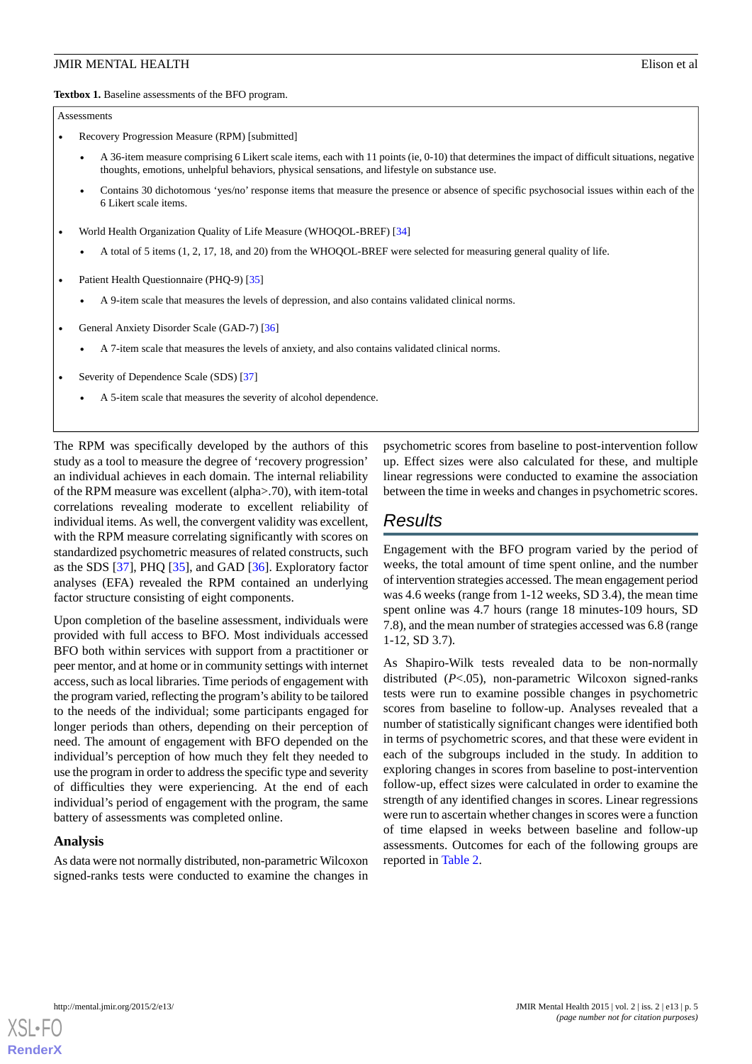**Textbox 1.** Baseline assessments of the BFO program.

Assessments

- Recovery Progression Measure (RPM) [submitted]
  - A 36-item measure comprising 6 Likert scale items, each with 11 points (ie, 0-10) that determines the impact of difficult situations, negative thoughts, emotions, unhelpful behaviors, physical sensations, and lifestyle on substance use.
  - Contains 30 dichotomous 'yes/no' response items that measure the presence or absence of specific psychosocial issues within each of the 6 Likert scale items.
- World Health Organization Quality of Life Measure (WHOQOL-BREF) [34]
  - A total of 5 items (1, 2, 17, 18, and 20) from the WHOQOL-BREF were selected for measuring general quality of life.
- Patient Health Questionnaire (PHQ-9) [35]
  - A 9-item scale that measures the levels of depression, and also contains validated clinical norms.
- General Anxiety Disorder Scale (GAD-7) [36]
  - A 7-item scale that measures the levels of anxiety, and also contains validated clinical norms.
- Severity of Dependence Scale (SDS) [37]
  - A 5-item scale that measures the severity of alcohol dependence.

The RPM was specifically developed by the authors of this study as a tool to measure the degree of 'recovery progression' an individual achieves in each domain. The internal reliability of the RPM measure was excellent (alpha>.70), with item-total correlations revealing moderate to excellent reliability of individual items. As well, the convergent validity was excellent, with the RPM measure correlating significantly with scores on standardized psychometric measures of related constructs, such as the SDS [37], PHQ [35], and GAD [36]. Exploratory factor analyses (EFA) revealed the RPM contained an underlying factor structure consisting of eight components.

Upon completion of the baseline assessment, individuals were provided with full access to BFO. Most individuals accessed BFO both within services with support from a practitioner or peer mentor, and at home or in community settings with internet access, such as local libraries. Time periods of engagement with the program varied, reflecting the program's ability to be tailored to the needs of the individual; some participants engaged for longer periods than others, depending on their perception of need. The amount of engagement with BFO depended on the individual's perception of how much they felt they needed to use the program in order to address the specific type and severity of difficulties they were experiencing. At the end of each individual's period of engagement with the program, the same battery of assessments was completed online.

### Analysis

As data were not normally distributed, non-parametric Wilcoxon signed-ranks tests were conducted to examine the changes in psychometric scores from baseline to post-intervention follow up. Effect sizes were also calculated for these, and multiple linear regressions were conducted to examine the association between the time in weeks and changes in psychometric scores.

## Results

Engagement with the BFO program varied by the period of weeks, the total amount of time spent online, and the number of intervention strategies accessed. The mean engagement period was 4.6 weeks (range from 1-12 weeks, SD 3.4), the mean time spent online was 4.7 hours (range 18 minutes-109 hours, SD 7.8), and the mean number of strategies accessed was 6.8 (range 1-12, SD 3.7).

As Shapiro-Wilk tests revealed data to be non-normally distributed ($P<.05$), non-parametric Wilcoxon signed-ranks tests were run to examine possible changes in psychometric scores from baseline to follow-up. Analyses revealed that a number of statistically significant changes were identified both in terms of psychometric scores, and that these were evident in each of the subgroups included in the study. In addition to exploring changes in scores from baseline to post-intervention follow-up, effect sizes were calculated in order to examine the strength of any identified changes in scores. Linear regressions were run to ascertain whether changes in scores were a function of time elapsed in weeks between baseline and follow-up assessments. Outcomes for each of the following groups are reported in Table 2.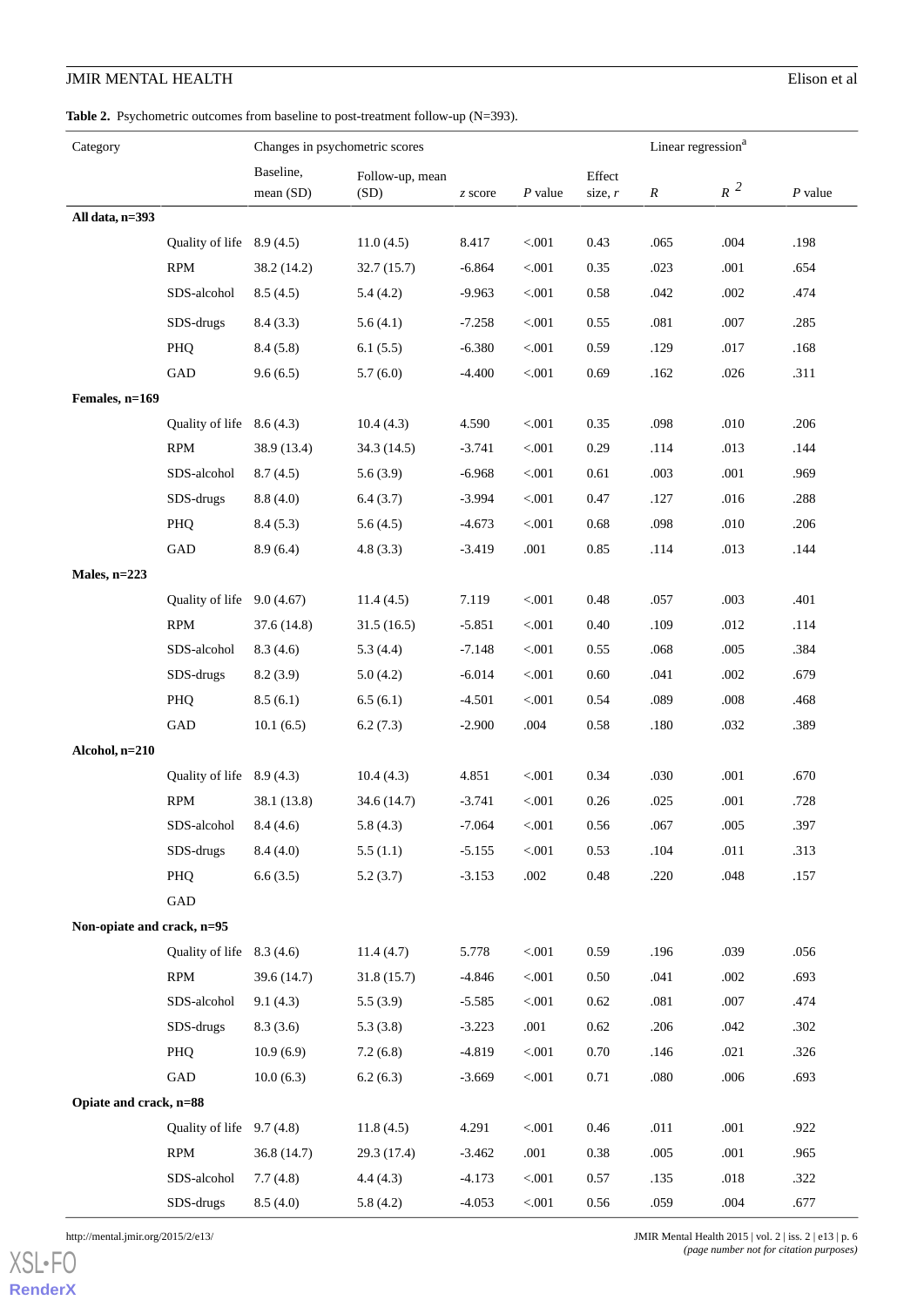**Table 2.** Psychometric outcomes from baseline to post-treatment follow-up (N=393).

| Category | | Changes in psychometric scores | | | | | Linear regression[a] | | |
|---|---|---|---|---|---|---|---|---|---|
| | | Baseline, mean (SD) | Follow-up, mean (SD) | *z* score | *P* value | Effect size, *r* | *R* | $R^2$ | *P* value |
| **All data, n=393** | | | | | | | | | |
| | Quality of life | 8.9 (4.5) | 11.0 (4.5) | 8.417 | <.001 | 0.43 | .065 | .004 | .198 |
| | RPM | 38.2 (14.2) | 32.7 (15.7) | -6.864 | <.001 | 0.35 | .023 | .001 | .654 |
| | SDS-alcohol | 8.5 (4.5) | 5.4 (4.2) | -9.963 | <.001 | 0.58 | .042 | .002 | .474 |
| | SDS-drugs | 8.4 (3.3) | 5.6 (4.1) | -7.258 | <.001 | 0.55 | .081 | .007 | .285 |
| | PHQ | 8.4 (5.8) | 6.1 (5.5) | -6.380 | <.001 | 0.59 | .129 | .017 | .168 |
| | GAD | 9.6 (6.5) | 5.7 (6.0) | -4.400 | <.001 | 0.69 | .162 | .026 | .311 |
| **Females, n=169** | | | | | | | | | |
| | Quality of life | 8.6 (4.3) | 10.4 (4.3) | 4.590 | <.001 | 0.35 | .098 | .010 | .206 |
| | RPM | 38.9 (13.4) | 34.3 (14.5) | -3.741 | <.001 | 0.29 | .114 | .013 | .144 |
| | SDS-alcohol | 8.7 (4.5) | 5.6 (3.9) | -6.968 | <.001 | 0.61 | .003 | .001 | .969 |
| | SDS-drugs | 8.8 (4.0) | 6.4 (3.7) | -3.994 | <.001 | 0.47 | .127 | .016 | .288 |
| | PHQ | 8.4 (5.3) | 5.6 (4.5) | -4.673 | <.001 | 0.68 | .098 | .010 | .206 |
| | GAD | 8.9 (6.4) | 4.8 (3.3) | -3.419 | .001 | 0.85 | .114 | .013 | .144 |
| **Males, n=223** | | | | | | | | | |
| | Quality of life | 9.0 (4.67) | 11.4 (4.5) | 7.119 | <.001 | 0.48 | .057 | .003 | .401 |
| | RPM | 37.6 (14.8) | 31.5 (16.5) | -5.851 | <.001 | 0.40 | .109 | .012 | .114 |
| | SDS-alcohol | 8.3 (4.6) | 5.3 (4.4) | -7.148 | <.001 | 0.55 | .068 | .005 | .384 |
| | SDS-drugs | 8.2 (3.9) | 5.0 (4.2) | -6.014 | <.001 | 0.60 | .041 | .002 | .679 |
| | PHQ | 8.5 (6.1) | 6.5 (6.1) | -4.501 | <.001 | 0.54 | .089 | .008 | .468 |
| | GAD | 10.1 (6.5) | 6.2 (7.3) | -2.900 | .004 | 0.58 | .180 | .032 | .389 |
| **Alcohol, n=210** | | | | | | | | | |
| | Quality of life | 8.9 (4.3) | 10.4 (4.3) | 4.851 | <.001 | 0.34 | .030 | .001 | .670 |
| | RPM | 38.1 (13.8) | 34.6 (14.7) | -3.741 | <.001 | 0.26 | .025 | .001 | .728 |
| | SDS-alcohol | 8.4 (4.6) | 5.8 (4.3) | -7.064 | <.001 | 0.56 | .067 | .005 | .397 |
| | SDS-drugs | 8.4 (4.0) | 5.5 (1.1) | -5.155 | <.001 | 0.53 | .104 | .011 | .313 |
| | PHQ | 6.6 (3.5) | 5.2 (3.7) | -3.153 | .002 | 0.48 | .220 | .048 | .157 |
| | GAD | | | | | | | | |
| **Non-opiate and crack, n=95** | | | | | | | | | |
| | Quality of life | 8.3 (4.6) | 11.4 (4.7) | 5.778 | <.001 | 0.59 | .196 | .039 | .056 |
| | RPM | 39.6 (14.7) | 31.8 (15.7) | -4.846 | <.001 | 0.50 | .041 | .002 | .693 |
| | SDS-alcohol | 9.1 (4.3) | 5.5 (3.9) | -5.585 | <.001 | 0.62 | .081 | .007 | .474 |
| | SDS-drugs | 8.3 (3.6) | 5.3 (3.8) | -3.223 | .001 | 0.62 | .206 | .042 | .302 |
| | PHQ | 10.9 (6.9) | 7.2 (6.8) | -4.819 | <.001 | 0.70 | .146 | .021 | .326 |
| | GAD | 10.0 (6.3) | 6.2 (6.3) | -3.669 | <.001 | 0.71 | .080 | .006 | .693 |
| **Opiate and crack, n=88** | | | | | | | | | |
| | Quality of life | 9.7 (4.8) | 11.8 (4.5) | 4.291 | <.001 | 0.46 | .011 | .001 | .922 |
| | RPM | 36.8 (14.7) | 29.3 (17.4) | -3.462 | .001 | 0.38 | .005 | .001 | .965 |
| | SDS-alcohol | 7.7 (4.8) | 4.4 (4.3) | -4.173 | <.001 | 0.57 | .135 | .018 | .322 |
| | SDS-drugs | 8.5 (4.0) | 5.8 (4.2) | -4.053 | <.001 | 0.56 | .059 | .004 | .677 |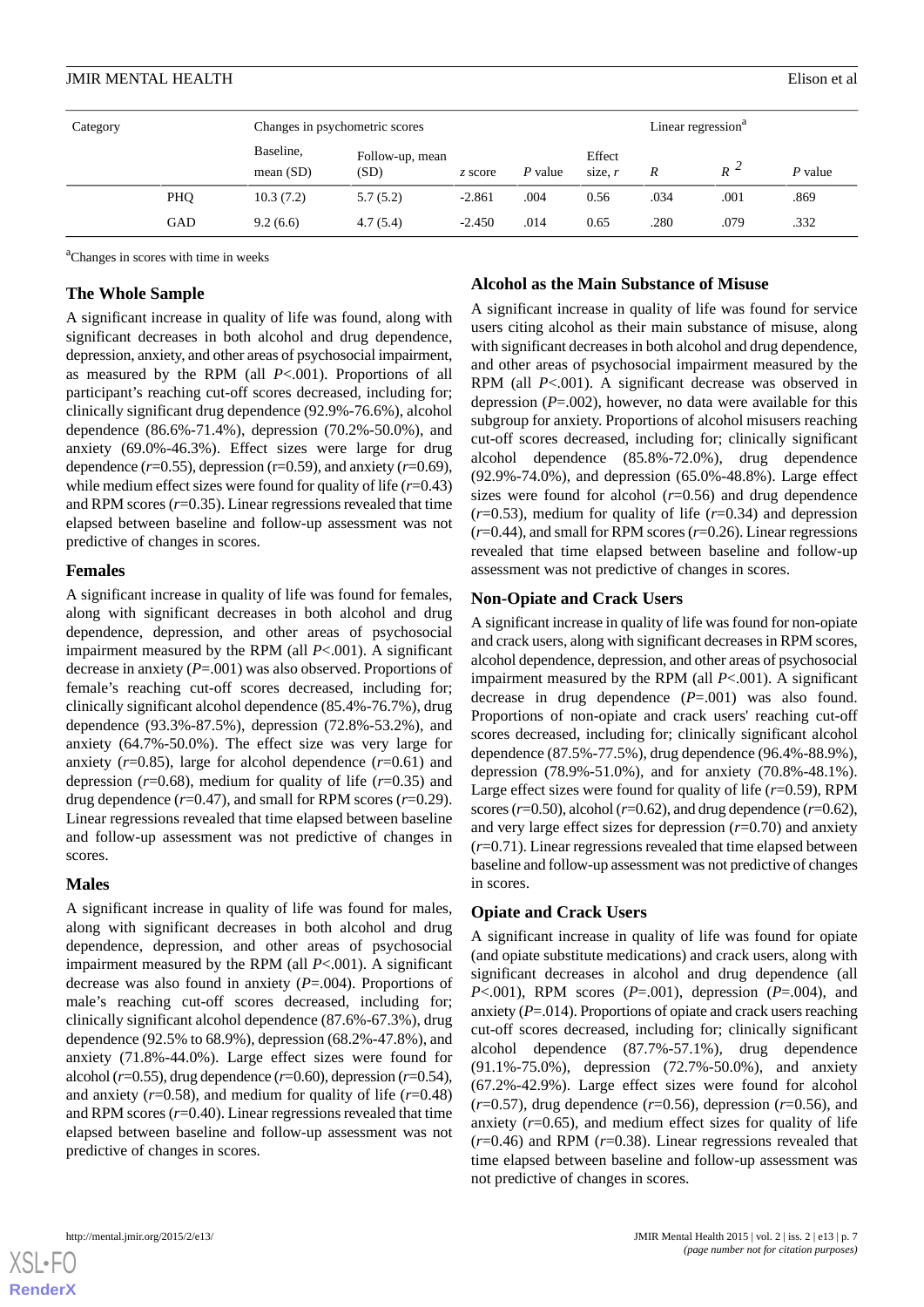| Category | | Changes in psychometric scores | | | | | Linear regression[a] | | |
|---|---|---|---|---|---|---|---|---|---|
| | | Baseline, mean (SD) | Follow-up, mean (SD) | *z* score | *P* value | Effect size, *r* | *R* | $R^2$ | *P* value |
| | PHQ | 10.3 (7.2) | 5.7 (5.2) | -2.861 | .004 | 0.56 | .034 | .001 | .869 |
| | GAD | 9.2 (6.6) | 4.7 (5.4) | -2.450 | .014 | 0.65 | .280 | .079 | .332 |

[a]Changes in scores with time in weeks

### The Whole Sample

A significant increase in quality of life was found, along with significant decreases in both alcohol and drug dependence, depression, anxiety, and other areas of psychosocial impairment, as measured by the RPM (all *P*<.001). Proportions of all participant's reaching cut-off scores decreased, including for; clinically significant drug dependence (92.9%-76.6%), alcohol dependence (86.6%-71.4%), depression (70.2%-50.0%), and anxiety (69.0%-46.3%). Effect sizes were large for drug dependence (*r*=0.55), depression (r=0.59), and anxiety (*r*=0.69), while medium effect sizes were found for quality of life (*r*=0.43) and RPM scores (*r*=0.35). Linear regressions revealed that time elapsed between baseline and follow-up assessment was not predictive of changes in scores.

### Females

A significant increase in quality of life was found for females, along with significant decreases in both alcohol and drug dependence, depression, and other areas of psychosocial impairment measured by the RPM (all *P*<.001). A significant decrease in anxiety (*P*=.001) was also observed. Proportions of female's reaching cut-off scores decreased, including for; clinically significant alcohol dependence (85.4%-76.7%), drug dependence (93.3%-87.5%), depression (72.8%-53.2%), and anxiety (64.7%-50.0%). The effect size was very large for anxiety (*r*=0.85), large for alcohol dependence (*r*=0.61) and depression (*r*=0.68), medium for quality of life (*r*=0.35) and drug dependence (*r*=0.47), and small for RPM scores (*r*=0.29). Linear regressions revealed that time elapsed between baseline and follow-up assessment was not predictive of changes in scores.

### Males

A significant increase in quality of life was found for males, along with significant decreases in both alcohol and drug dependence, depression, and other areas of psychosocial impairment measured by the RPM (all *P*<.001). A significant decrease was also found in anxiety (*P*=.004). Proportions of male's reaching cut-off scores decreased, including for; clinically significant alcohol dependence (87.6%-67.3%), drug dependence (92.5% to 68.9%), depression (68.2%-47.8%), and anxiety (71.8%-44.0%). Large effect sizes were found for alcohol (*r*=0.55), drug dependence (*r*=0.60), depression (*r*=0.54), and anxiety (*r*=0.58), and medium for quality of life (*r*=0.48) and RPM scores (*r*=0.40). Linear regressions revealed that time elapsed between baseline and follow-up assessment was not predictive of changes in scores.

### Alcohol as the Main Substance of Misuse

A significant increase in quality of life was found for service users citing alcohol as their main substance of misuse, along with significant decreases in both alcohol and drug dependence, and other areas of psychosocial impairment measured by the RPM (all *P*<.001). A significant decrease was observed in depression (*P*=.002), however, no data were available for this subgroup for anxiety. Proportions of alcohol misusers reaching cut-off scores decreased, including for; clinically significant alcohol dependence (85.8%-72.0%), drug dependence (92.9%-74.0%), and depression (65.0%-48.8%). Large effect sizes were found for alcohol (*r*=0.56) and drug dependence (*r*=0.53), medium for quality of life (*r*=0.34) and depression (*r*=0.44), and small for RPM scores (*r*=0.26). Linear regressions revealed that time elapsed between baseline and follow-up assessment was not predictive of changes in scores.

### Non-Opiate and Crack Users

A significant increase in quality of life was found for non-opiate and crack users, along with significant decreases in RPM scores, alcohol dependence, depression, and other areas of psychosocial impairment measured by the RPM (all *P*<.001). A significant decrease in drug dependence (*P*=.001) was also found. Proportions of non-opiate and crack users' reaching cut-off scores decreased, including for; clinically significant alcohol dependence (87.5%-77.5%), drug dependence (96.4%-88.9%), depression (78.9%-51.0%), and for anxiety (70.8%-48.1%). Large effect sizes were found for quality of life (*r*=0.59), RPM scores (*r*=0.50), alcohol (*r*=0.62), and drug dependence (*r*=0.62), and very large effect sizes for depression (*r*=0.70) and anxiety (*r*=0.71). Linear regressions revealed that time elapsed between baseline and follow-up assessment was not predictive of changes in scores.

### Opiate and Crack Users

A significant increase in quality of life was found for opiate (and opiate substitute medications) and crack users, along with significant decreases in alcohol and drug dependence (all *P*<.001), RPM scores (*P*=.001), depression (*P*=.004), and anxiety (*P*=.014). Proportions of opiate and crack users reaching cut-off scores decreased, including for; clinically significant alcohol dependence (87.7%-57.1%), drug dependence (91.1%-75.0%), depression (72.7%-50.0%), and anxiety (67.2%-42.9%). Large effect sizes were found for alcohol (*r*=0.57), drug dependence (*r*=0.56), depression (*r*=0.56), and anxiety (*r*=0.65), and medium effect sizes for quality of life (*r*=0.46) and RPM (*r*=0.38). Linear regressions revealed that time elapsed between baseline and follow-up assessment was not predictive of changes in scores.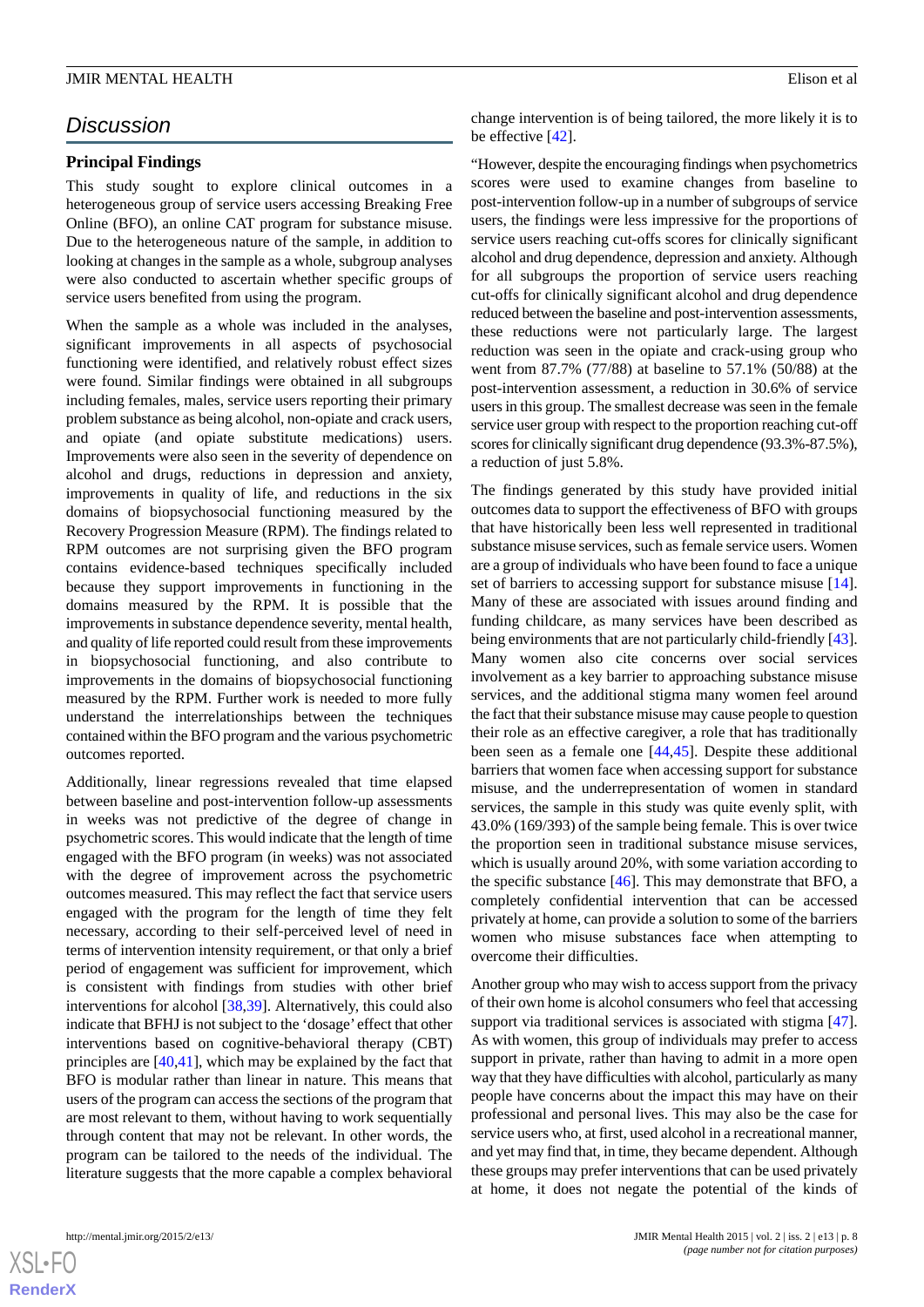## Discussion

### Principal Findings

This study sought to explore clinical outcomes in a heterogeneous group of service users accessing Breaking Free Online (BFO), an online CAT program for substance misuse. Due to the heterogeneous nature of the sample, in addition to looking at changes in the sample as a whole, subgroup analyses were also conducted to ascertain whether specific groups of service users benefited from using the program.

When the sample as a whole was included in the analyses, significant improvements in all aspects of psychosocial functioning were identified, and relatively robust effect sizes were found. Similar findings were obtained in all subgroups including females, males, service users reporting their primary problem substance as being alcohol, non-opiate and crack users, and opiate (and opiate substitute medications) users. Improvements were also seen in the severity of dependence on alcohol and drugs, reductions in depression and anxiety, improvements in quality of life, and reductions in the six domains of biopsychosocial functioning measured by the Recovery Progression Measure (RPM). The findings related to RPM outcomes are not surprising given the BFO program contains evidence-based techniques specifically included because they support improvements in functioning in the domains measured by the RPM. It is possible that the improvements in substance dependence severity, mental health, and quality of life reported could result from these improvements in biopsychosocial functioning, and also contribute to improvements in the domains of biopsychosocial functioning measured by the RPM. Further work is needed to more fully understand the interrelationships between the techniques contained within the BFO program and the various psychometric outcomes reported.

Additionally, linear regressions revealed that time elapsed between baseline and post-intervention follow-up assessments in weeks was not predictive of the degree of change in psychometric scores. This would indicate that the length of time engaged with the BFO program (in weeks) was not associated with the degree of improvement across the psychometric outcomes measured. This may reflect the fact that service users engaged with the program for the length of time they felt necessary, according to their self-perceived level of need in terms of intervention intensity requirement, or that only a brief period of engagement was sufficient for improvement, which is consistent with findings from studies with other brief interventions for alcohol [38,39]. Alternatively, this could also indicate that BFHJ is not subject to the 'dosage' effect that other interventions based on cognitive-behavioral therapy (CBT) principles are [40,41], which may be explained by the fact that BFO is modular rather than linear in nature. This means that users of the program can access the sections of the program that are most relevant to them, without having to work sequentially through content that may not be relevant. In other words, the program can be tailored to the needs of the individual. The literature suggests that the more capable a complex behavioral change intervention is of being tailored, the more likely it is to be effective [42].

"However, despite the encouraging findings when psychometrics scores were used to examine changes from baseline to post-intervention follow-up in a number of subgroups of service users, the findings were less impressive for the proportions of service users reaching cut-offs scores for clinically significant alcohol and drug dependence, depression and anxiety. Although for all subgroups the proportion of service users reaching cut-offs for clinically significant alcohol and drug dependence reduced between the baseline and post-intervention assessments, these reductions were not particularly large. The largest reduction was seen in the opiate and crack-using group who went from 87.7% (77/88) at baseline to 57.1% (50/88) at the post-intervention assessment, a reduction in 30.6% of service users in this group. The smallest decrease was seen in the female service user group with respect to the proportion reaching cut-off scores for clinically significant drug dependence (93.3%-87.5%), a reduction of just 5.8%.

The findings generated by this study have provided initial outcomes data to support the effectiveness of BFO with groups that have historically been less well represented in traditional substance misuse services, such as female service users. Women are a group of individuals who have been found to face a unique set of barriers to accessing support for substance misuse [14]. Many of these are associated with issues around finding and funding childcare, as many services have been described as being environments that are not particularly child-friendly [43]. Many women also cite concerns over social services involvement as a key barrier to approaching substance misuse services, and the additional stigma many women feel around the fact that their substance misuse may cause people to question their role as an effective caregiver, a role that has traditionally been seen as a female one [44,45]. Despite these additional barriers that women face when accessing support for substance misuse, and the underrepresentation of women in standard services, the sample in this study was quite evenly split, with 43.0% (169/393) of the sample being female. This is over twice the proportion seen in traditional substance misuse services, which is usually around 20%, with some variation according to the specific substance [46]. This may demonstrate that BFO, a completely confidential intervention that can be accessed privately at home, can provide a solution to some of the barriers women who misuse substances face when attempting to overcome their difficulties.

Another group who may wish to access support from the privacy of their own home is alcohol consumers who feel that accessing support via traditional services is associated with stigma [47]. As with women, this group of individuals may prefer to access support in private, rather than having to admit in a more open way that they have difficulties with alcohol, particularly as many people have concerns about the impact this may have on their professional and personal lives. This may also be the case for service users who, at first, used alcohol in a recreational manner, and yet may find that, in time, they became dependent. Although these groups may prefer interventions that can be used privately at home, it does not negate the potential of the kinds of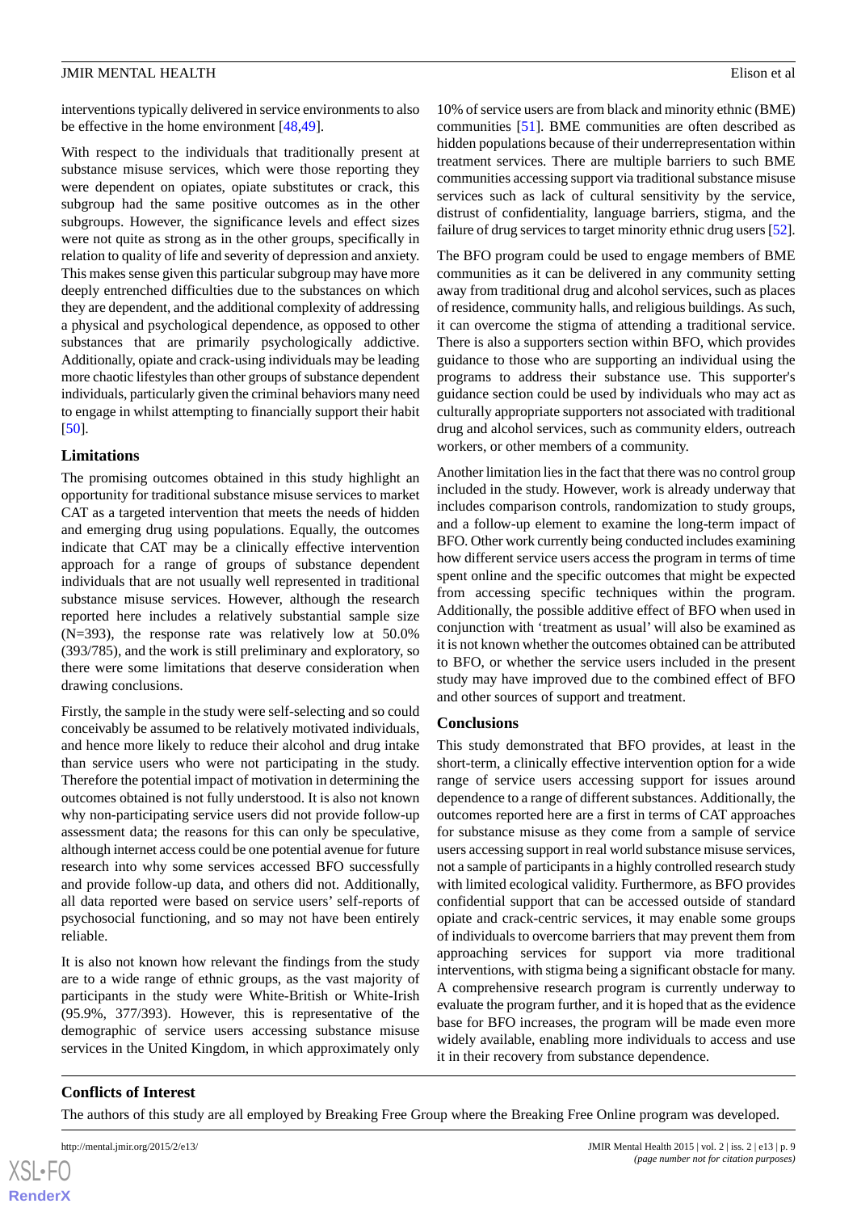interventions typically delivered in service environments to also be effective in the home environment [48,49].

With respect to the individuals that traditionally present at substance misuse services, which were those reporting they were dependent on opiates, opiate substitutes or crack, this subgroup had the same positive outcomes as in the other subgroups. However, the significance levels and effect sizes were not quite as strong as in the other groups, specifically in relation to quality of life and severity of depression and anxiety. This makes sense given this particular subgroup may have more deeply entrenched difficulties due to the substances on which they are dependent, and the additional complexity of addressing a physical and psychological dependence, as opposed to other substances that are primarily psychologically addictive. Additionally, opiate and crack-using individuals may be leading more chaotic lifestyles than other groups of substance dependent individuals, particularly given the criminal behaviors many need to engage in whilst attempting to financially support their habit [50].

### Limitations

The promising outcomes obtained in this study highlight an opportunity for traditional substance misuse services to market CAT as a targeted intervention that meets the needs of hidden and emerging drug using populations. Equally, the outcomes indicate that CAT may be a clinically effective intervention approach for a range of groups of substance dependent individuals that are not usually well represented in traditional substance misuse services. However, although the research reported here includes a relatively substantial sample size (N=393), the response rate was relatively low at 50.0% (393/785), and the work is still preliminary and exploratory, so there were some limitations that deserve consideration when drawing conclusions.

Firstly, the sample in the study were self-selecting and so could conceivably be assumed to be relatively motivated individuals, and hence more likely to reduce their alcohol and drug intake than service users who were not participating in the study. Therefore the potential impact of motivation in determining the outcomes obtained is not fully understood. It is also not known why non-participating service users did not provide follow-up assessment data; the reasons for this can only be speculative, although internet access could be one potential avenue for future research into why some services accessed BFO successfully and provide follow-up data, and others did not. Additionally, all data reported were based on service users' self-reports of psychosocial functioning, and so may not have been entirely reliable.

It is also not known how relevant the findings from the study are to a wide range of ethnic groups, as the vast majority of participants in the study were White-British or White-Irish (95.9%, 377/393). However, this is representative of the demographic of service users accessing substance misuse services in the United Kingdom, in which approximately only 10% of service users are from black and minority ethnic (BME) communities [51]. BME communities are often described as hidden populations because of their underrepresentation within treatment services. There are multiple barriers to such BME communities accessing support via traditional substance misuse services such as lack of cultural sensitivity by the service, distrust of confidentiality, language barriers, stigma, and the failure of drug services to target minority ethnic drug users [52].

The BFO program could be used to engage members of BME communities as it can be delivered in any community setting away from traditional drug and alcohol services, such as places of residence, community halls, and religious buildings. As such, it can overcome the stigma of attending a traditional service. There is also a supporters section within BFO, which provides guidance to those who are supporting an individual using the programs to address their substance use. This supporter's guidance section could be used by individuals who may act as culturally appropriate supporters not associated with traditional drug and alcohol services, such as community elders, outreach workers, or other members of a community.

Another limitation lies in the fact that there was no control group included in the study. However, work is already underway that includes comparison controls, randomization to study groups, and a follow-up element to examine the long-term impact of BFO. Other work currently being conducted includes examining how different service users access the program in terms of time spent online and the specific outcomes that might be expected from accessing specific techniques within the program. Additionally, the possible additive effect of BFO when used in conjunction with 'treatment as usual' will also be examined as it is not known whether the outcomes obtained can be attributed to BFO, or whether the service users included in the present study may have improved due to the combined effect of BFO and other sources of support and treatment.

### Conclusions

This study demonstrated that BFO provides, at least in the short-term, a clinically effective intervention option for a wide range of service users accessing support for issues around dependence to a range of different substances. Additionally, the outcomes reported here are a first in terms of CAT approaches for substance misuse as they come from a sample of service users accessing support in real world substance misuse services, not a sample of participants in a highly controlled research study with limited ecological validity. Furthermore, as BFO provides confidential support that can be accessed outside of standard opiate and crack-centric services, it may enable some groups of individuals to overcome barriers that may prevent them from approaching services for support via more traditional interventions, with stigma being a significant obstacle for many. A comprehensive research program is currently underway to evaluate the program further, and it is hoped that as the evidence base for BFO increases, the program will be made even more widely available, enabling more individuals to access and use it in their recovery from substance dependence.

## Conflicts of Interest

The authors of this study are all employed by Breaking Free Group where the Breaking Free Online program was developed.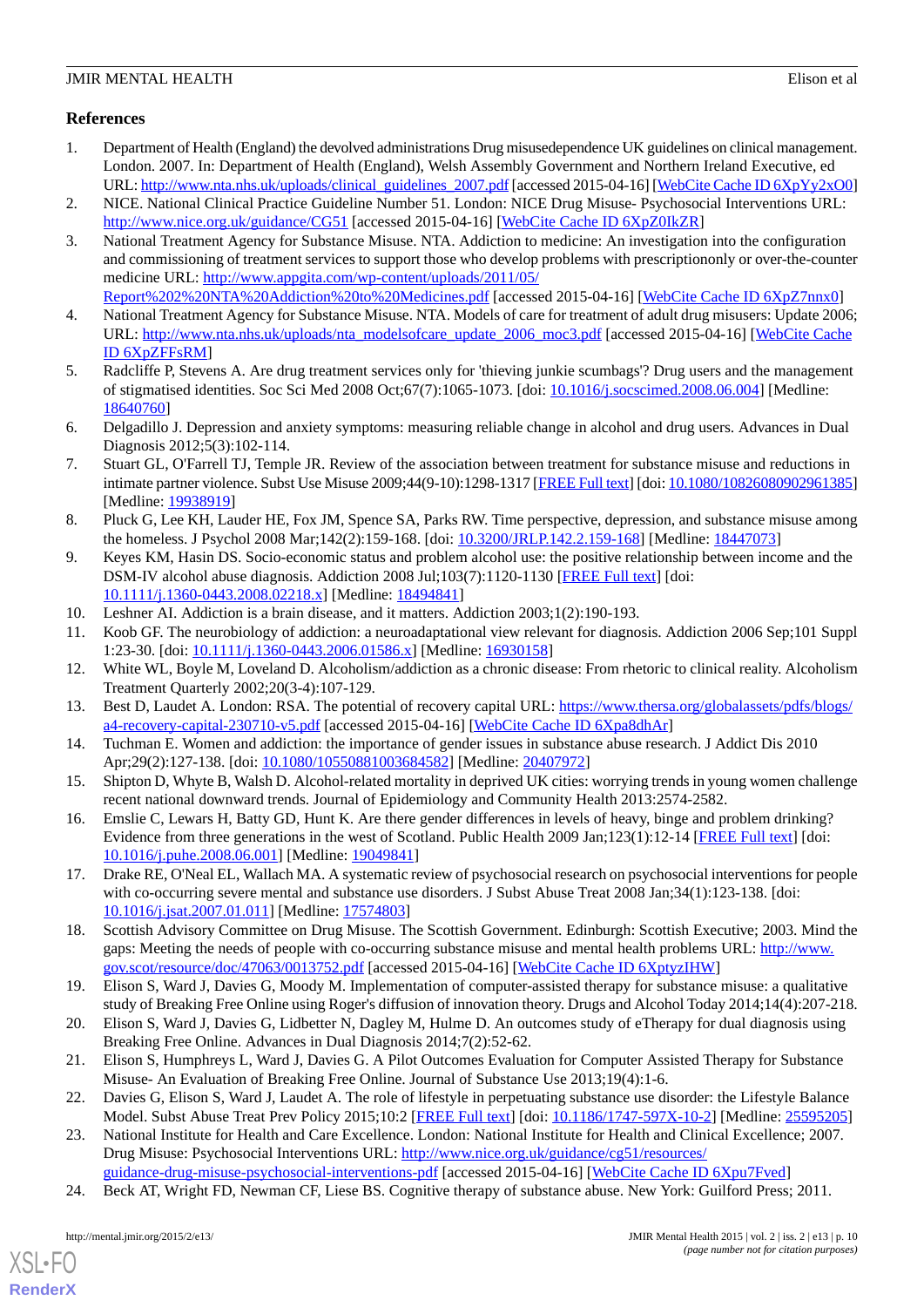## References

1. Department of Health (England) the devolved administrations Drug misusedependence UK guidelines on clinical management. London. 2007. In: Department of Health (England), Welsh Assembly Government and Northern Ireland Executive, ed URL: http://www.nta.nhs.uk/uploads/clinical_guidelines_2007.pdf [accessed 2015-04-16] [WebCite Cache ID 6XpYy2xO0]
2. NICE. National Clinical Practice Guideline Number 51. London: NICE Drug Misuse- Psychosocial Interventions URL: http://www.nice.org.uk/guidance/CG51 [accessed 2015-04-16] [WebCite Cache ID 6XpZ0IkZR]
3. National Treatment Agency for Substance Misuse. NTA. Addiction to medicine: An investigation into the configuration and commissioning of treatment services to support those who develop problems with prescriptiononly or over-the-counter medicine URL: http://www.appgita.com/wp-content/uploads/2011/05/Report%202%20NTA%20Addiction%20to%20Medicines.pdf [accessed 2015-04-16] [WebCite Cache ID 6XpZ7nnx0]
4. National Treatment Agency for Substance Misuse. NTA. Models of care for treatment of adult drug misusers: Update 2006; URL: http://www.nta.nhs.uk/uploads/nta_modelsofcare_update_2006_moc3.pdf [accessed 2015-04-16] [WebCite Cache ID 6XpZFFsRM]
5. Radcliffe P, Stevens A. Are drug treatment services only for 'thieving junkie scumbags'? Drug users and the management of stigmatised identities. Soc Sci Med 2008 Oct;67(7):1065-1073. [doi: 10.1016/j.socscimed.2008.06.004] [Medline: 18640760]
6. Delgadillo J. Depression and anxiety symptoms: measuring reliable change in alcohol and drug users. Advances in Dual Diagnosis 2012;5(3):102-114.
7. Stuart GL, O'Farrell TJ, Temple JR. Review of the association between treatment for substance misuse and reductions in intimate partner violence. Subst Use Misuse 2009;44(9-10):1298-1317 [FREE Full text] [doi: 10.1080/10826080902961385] [Medline: 19938919]
8. Pluck G, Lee KH, Lauder HE, Fox JM, Spence SA, Parks RW. Time perspective, depression, and substance misuse among the homeless. J Psychol 2008 Mar;142(2):159-168. [doi: 10.3200/JRLP.142.2.159-168] [Medline: 18447073]
9. Keyes KM, Hasin DS. Socio-economic status and problem alcohol use: the positive relationship between income and the DSM-IV alcohol abuse diagnosis. Addiction 2008 Jul;103(7):1120-1130 [FREE Full text] [doi: 10.1111/j.1360-0443.2008.02218.x] [Medline: 18494841]
10. Leshner AI. Addiction is a brain disease, and it matters. Addiction 2003;1(2):190-193.
11. Koob GF. The neurobiology of addiction: a neuroadaptational view relevant for diagnosis. Addiction 2006 Sep;101 Suppl 1:23-30. [doi: 10.1111/j.1360-0443.2006.01586.x] [Medline: 16930158]
12. White WL, Boyle M, Loveland D. Alcoholism/addiction as a chronic disease: From rhetoric to clinical reality. Alcoholism Treatment Quarterly 2002;20(3-4):107-129.
13. Best D, Laudet A. London: RSA. The potential of recovery capital URL: https://www.thersa.org/globalassets/pdfs/blogs/a4-recovery-capital-230710-v5.pdf [accessed 2015-04-16] [WebCite Cache ID 6Xpa8dhAr]
14. Tuchman E. Women and addiction: the importance of gender issues in substance abuse research. J Addict Dis 2010 Apr;29(2):127-138. [doi: 10.1080/10550881003684582] [Medline: 20407972]
15. Shipton D, Whyte B, Walsh D. Alcohol-related mortality in deprived UK cities: worrying trends in young women challenge recent national downward trends. Journal of Epidemiology and Community Health 2013:2574-2582.
16. Emslie C, Lewars H, Batty GD, Hunt K. Are there gender differences in levels of heavy, binge and problem drinking? Evidence from three generations in the west of Scotland. Public Health 2009 Jan;123(1):12-14 [FREE Full text] [doi: 10.1016/j.puhe.2008.06.001] [Medline: 19049841]
17. Drake RE, O'Neal EL, Wallach MA. A systematic review of psychosocial research on psychosocial interventions for people with co-occurring severe mental and substance use disorders. J Subst Abuse Treat 2008 Jan;34(1):123-138. [doi: 10.1016/j.jsat.2007.01.011] [Medline: 17574803]
18. Scottish Advisory Committee on Drug Misuse. The Scottish Government. Edinburgh: Scottish Executive; 2003. Mind the gaps: Meeting the needs of people with co-occurring substance misuse and mental health problems URL: http://www.gov.scot/resource/doc/47063/0013752.pdf [accessed 2015-04-16] [WebCite Cache ID 6XptyzIHW]
19. Elison S, Ward J, Davies G, Moody M. Implementation of computer-assisted therapy for substance misuse: a qualitative study of Breaking Free Online using Roger's diffusion of innovation theory. Drugs and Alcohol Today 2014;14(4):207-218.
20. Elison S, Ward J, Davies G, Lidbetter N, Dagley M, Hulme D. An outcomes study of eTherapy for dual diagnosis using Breaking Free Online. Advances in Dual Diagnosis 2014;7(2):52-62.
21. Elison S, Humphreys L, Ward J, Davies G. A Pilot Outcomes Evaluation for Computer Assisted Therapy for Substance Misuse- An Evaluation of Breaking Free Online. Journal of Substance Use 2013;19(4):1-6.
22. Davies G, Elison S, Ward J, Laudet A. The role of lifestyle in perpetuating substance use disorder: the Lifestyle Balance Model. Subst Abuse Treat Prev Policy 2015;10:2 [FREE Full text] [doi: 10.1186/1747-597X-10-2] [Medline: 25595205]
23. National Institute for Health and Care Excellence. London: National Institute for Health and Clinical Excellence; 2007. Drug Misuse: Psychosocial Interventions URL: http://www.nice.org.uk/guidance/cg51/resources/guidance-drug-misuse-psychosocial-interventions-pdf [accessed 2015-04-16] [WebCite Cache ID 6Xpu7Fved]
24. Beck AT, Wright FD, Newman CF, Liese BS. Cognitive therapy of substance abuse. New York: Guilford Press; 2011.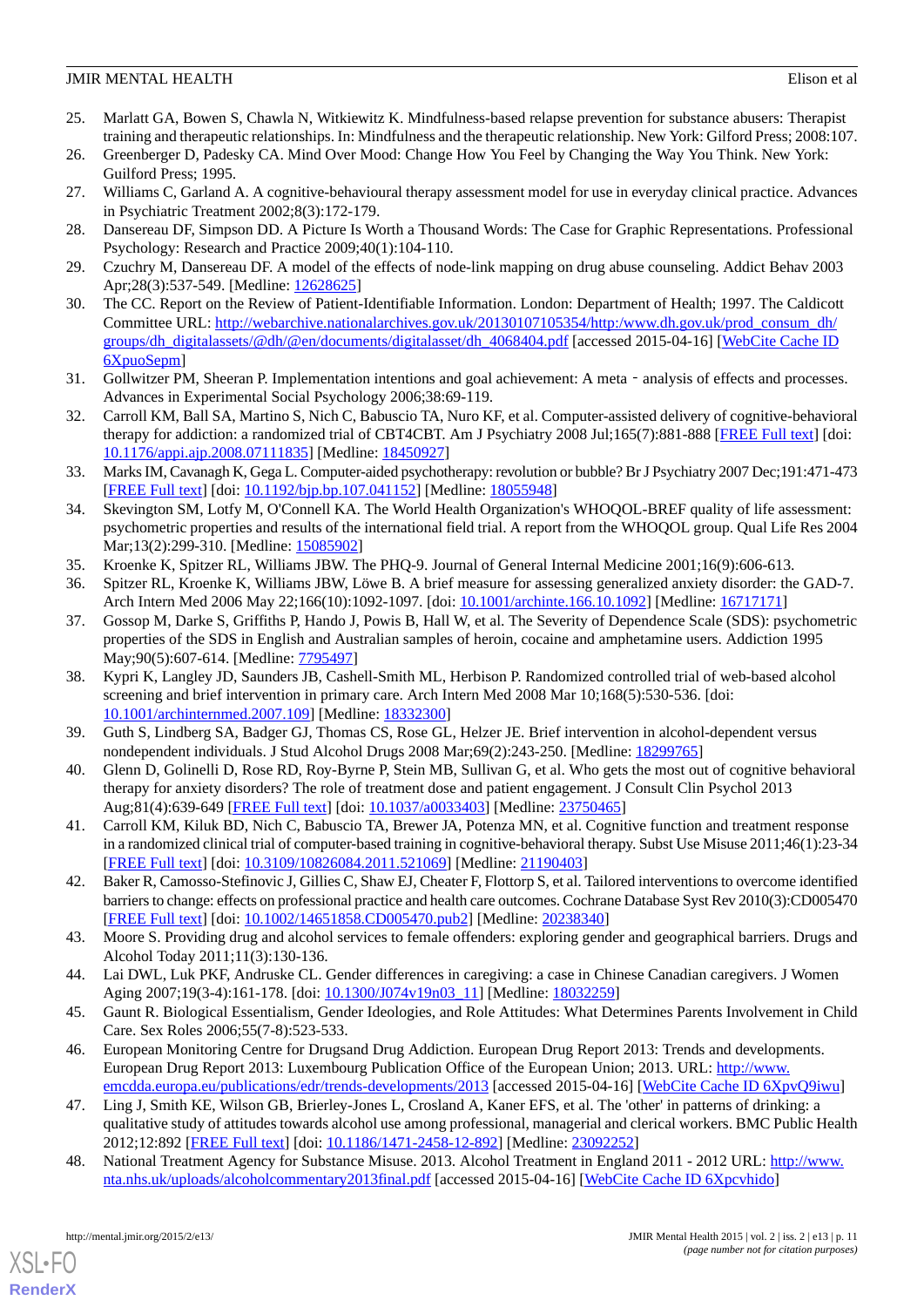25. Marlatt GA, Bowen S, Chawla N, Witkiewitz K. Mindfulness-based relapse prevention for substance abusers: Therapist training and therapeutic relationships. In: Mindfulness and the therapeutic relationship. New York: Gilford Press; 2008:107.
26. Greenberger D, Padesky CA. Mind Over Mood: Change How You Feel by Changing the Way You Think. New York: Guilford Press; 1995.
27. Williams C, Garland A. A cognitive-behavioural therapy assessment model for use in everyday clinical practice. Advances in Psychiatric Treatment 2002;8(3):172-179.
28. Dansereau DF, Simpson DD. A Picture Is Worth a Thousand Words: The Case for Graphic Representations. Professional Psychology: Research and Practice 2009;40(1):104-110.
29. Czuchry M, Dansereau DF. A model of the effects of node-link mapping on drug abuse counseling. Addict Behav 2003 Apr;28(3):537-549. [Medline: 12628625]
30. The CC. Report on the Review of Patient-Identifiable Information. London: Department of Health; 1997. The Caldicott Committee URL: http://webarchive.nationalarchives.gov.uk/20130107105354/http:/www.dh.gov.uk/prod_consum_dh/groups/dh_digitalassets/@dh/@en/documents/digitalasset/dh_4068404.pdf [accessed 2015-04-16] [WebCite Cache ID 6XpuoSepm]
31. Gollwitzer PM, Sheeran P. Implementation intentions and goal achievement: A meta - analysis of effects and processes. Advances in Experimental Social Psychology 2006;38:69-119.
32. Carroll KM, Ball SA, Martino S, Nich C, Babuscio TA, Nuro KF, et al. Computer-assisted delivery of cognitive-behavioral therapy for addiction: a randomized trial of CBT4CBT. Am J Psychiatry 2008 Jul;165(7):881-888 [FREE Full text] [doi: 10.1176/appi.ajp.2008.07111835] [Medline: 18450927]
33. Marks IM, Cavanagh K, Gega L. Computer-aided psychotherapy: revolution or bubble? Br J Psychiatry 2007 Dec;191:471-473 [FREE Full text] [doi: 10.1192/bjp.bp.107.041152] [Medline: 18055948]
34. Skevington SM, Lotfy M, O'Connell KA. The World Health Organization's WHOQOL-BREF quality of life assessment: psychometric properties and results of the international field trial. A report from the WHOQOL group. Qual Life Res 2004 Mar;13(2):299-310. [Medline: 15085902]
35. Kroenke K, Spitzer RL, Williams JBW. The PHQ-9. Journal of General Internal Medicine 2001;16(9):606-613.
36. Spitzer RL, Kroenke K, Williams JBW, Löwe B. A brief measure for assessing generalized anxiety disorder: the GAD-7. Arch Intern Med 2006 May 22;166(10):1092-1097. [doi: 10.1001/archinte.166.10.1092] [Medline: 16717171]
37. Gossop M, Darke S, Griffiths P, Hando J, Powis B, Hall W, et al. The Severity of Dependence Scale (SDS): psychometric properties of the SDS in English and Australian samples of heroin, cocaine and amphetamine users. Addiction 1995 May;90(5):607-614. [Medline: 7795497]
38. Kypri K, Langley JD, Saunders JB, Cashell-Smith ML, Herbison P. Randomized controlled trial of web-based alcohol screening and brief intervention in primary care. Arch Intern Med 2008 Mar 10;168(5):530-536. [doi: 10.1001/archinternmed.2007.109] [Medline: 18332300]
39. Guth S, Lindberg SA, Badger GJ, Thomas CS, Rose GL, Helzer JE. Brief intervention in alcohol-dependent versus nondependent individuals. J Stud Alcohol Drugs 2008 Mar;69(2):243-250. [Medline: 18299765]
40. Glenn D, Golinelli D, Rose RD, Roy-Byrne P, Stein MB, Sullivan G, et al. Who gets the most out of cognitive behavioral therapy for anxiety disorders? The role of treatment dose and patient engagement. J Consult Clin Psychol 2013 Aug;81(4):639-649 [FREE Full text] [doi: 10.1037/a0033403] [Medline: 23750465]
41. Carroll KM, Kiluk BD, Nich C, Babuscio TA, Brewer JA, Potenza MN, et al. Cognitive function and treatment response in a randomized clinical trial of computer-based training in cognitive-behavioral therapy. Subst Use Misuse 2011;46(1):23-34 [FREE Full text] [doi: 10.3109/10826084.2011.521069] [Medline: 21190403]
42. Baker R, Camosso-Stefinovic J, Gillies C, Shaw EJ, Cheater F, Flottorp S, et al. Tailored interventions to overcome identified barriers to change: effects on professional practice and health care outcomes. Cochrane Database Syst Rev 2010(3):CD005470 [FREE Full text] [doi: 10.1002/14651858.CD005470.pub2] [Medline: 20238340]
43. Moore S. Providing drug and alcohol services to female offenders: exploring gender and geographical barriers. Drugs and Alcohol Today 2011;11(3):130-136.
44. Lai DWL, Luk PKF, Andruske CL. Gender differences in caregiving: a case in Chinese Canadian caregivers. J Women Aging 2007;19(3-4):161-178. [doi: 10.1300/J074v19n03_11] [Medline: 18032259]
45. Gaunt R. Biological Essentialism, Gender Ideologies, and Role Attitudes: What Determines Parents Involvement in Child Care. Sex Roles 2006;55(7-8):523-533.
46. European Monitoring Centre for Drugsand Drug Addiction. European Drug Report 2013: Trends and developments. European Drug Report 2013: Luxembourg Publication Office of the European Union; 2013. URL: http://www.emcdda.europa.eu/publications/edr/trends-developments/2013 [accessed 2015-04-16] [WebCite Cache ID 6XpvQ9iwu]
47. Ling J, Smith KE, Wilson GB, Brierley-Jones L, Crosland A, Kaner EFS, et al. The 'other' in patterns of drinking: a qualitative study of attitudes towards alcohol use among professional, managerial and clerical workers. BMC Public Health 2012;12:892 [FREE Full text] [doi: 10.1186/1471-2458-12-892] [Medline: 23092252]
48. National Treatment Agency for Substance Misuse. 2013. Alcohol Treatment in England 2011 - 2012 URL: http://www.nta.nhs.uk/uploads/alcoholcommentary2013final.pdf [accessed 2015-04-16] [WebCite Cache ID 6Xpcvhido]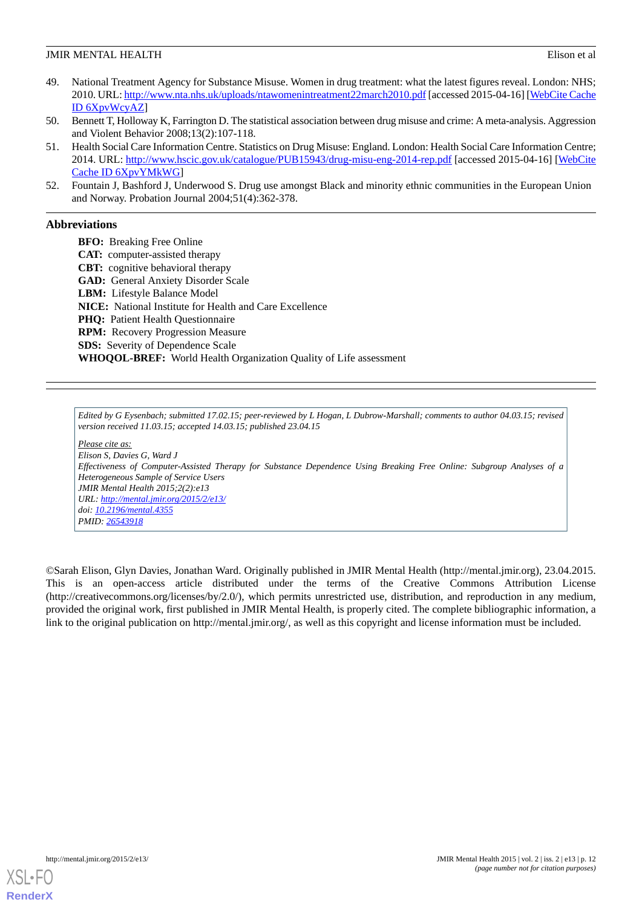49. National Treatment Agency for Substance Misuse. Women in drug treatment: what the latest figures reveal. London: NHS; 2010. URL: http://www.nta.nhs.uk/uploads/ntawomenintreatment22march2010.pdf [accessed 2015-04-16] [WebCite Cache ID 6XpvWcyAZ]
50. Bennett T, Holloway K, Farrington D. The statistical association between drug misuse and crime: A meta-analysis. Aggression and Violent Behavior 2008;13(2):107-118.
51. Health Social Care Information Centre. Statistics on Drug Misuse: England. London: Health Social Care Information Centre; 2014. URL: http://www.hscic.gov.uk/catalogue/PUB15943/drug-misu-eng-2014-rep.pdf [accessed 2015-04-16] [WebCite Cache ID 6XpvYMkWG]
52. Fountain J, Bashford J, Underwood S. Drug use amongst Black and minority ethnic communities in the European Union and Norway. Probation Journal 2004;51(4):362-378.

## Abbreviations

**BFO:** Breaking Free Online
**CAT:** computer-assisted therapy
**CBT:** cognitive behavioral therapy
**GAD:** General Anxiety Disorder Scale
**LBM:** Lifestyle Balance Model
**NICE:** National Institute for Health and Care Excellence
**PHQ:** Patient Health Questionnaire
**RPM:** Recovery Progression Measure
**SDS:** Severity of Dependence Scale
**WHOQOL-BREF:** World Health Organization Quality of Life assessment

*Edited by G Eysenbach; submitted 17.02.15; peer-reviewed by L Hogan, L Dubrow-Marshall; comments to author 04.03.15; revised version received 11.03.15; accepted 14.03.15; published 23.04.15*

*Please cite as:*
*Elison S, Davies G, Ward J*
*Effectiveness of Computer-Assisted Therapy for Substance Dependence Using Breaking Free Online: Subgroup Analyses of a Heterogeneous Sample of Service Users*
*JMIR Mental Health 2015;2(2):e13*
*URL: http://mental.jmir.org/2015/2/e13/*
*doi: 10.2196/mental.4355*
*PMID: 26543918*

©Sarah Elison, Glyn Davies, Jonathan Ward. Originally published in JMIR Mental Health (http://mental.jmir.org), 23.04.2015. This is an open-access article distributed under the terms of the Creative Commons Attribution License (http://creativecommons.org/licenses/by/2.0/), which permits unrestricted use, distribution, and reproduction in any medium, provided the original work, first published in JMIR Mental Health, is properly cited. The complete bibliographic information, a link to the original publication on http://mental.jmir.org/, as well as this copyright and license information must be included.